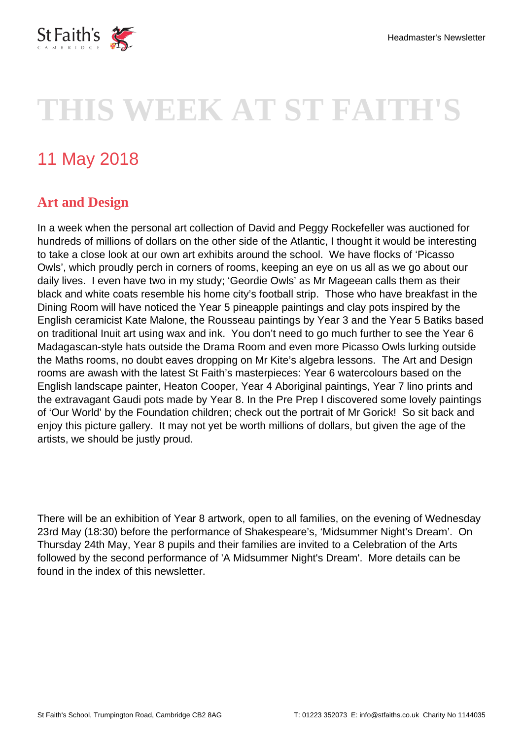# THIS WEEK AT ST FAITH'S

## 11 May 2018

### Art and Design

In a week when the personal art collection of David and Peggy Rockefeller was auctioned for hundreds of millions of dollars on the other side of the Atlantic, I thought it would be interesting to take a close look at our own art exhibits around the school. We have flocks of 'Picasso Owls', which proudly perch in corners of rooms, keeping an eye on us all as we go about our daily lives. I even have two in my study; 'Geordie Owls' as Mr Mageean calls them as their black and white coats resemble his home city's football strip. Those who have breakfast in the Dining Room will have noticed the Year 5 pineapple paintings and clay pots inspired by the English ceramicist Kate Malone, the Rousseau paintings by Year 3 and the Year 5 Batiks based on traditional Inuit art using wax and ink. You don't need to go much further to see the Year 6 Madagascan-style hats outside the Drama Room and even more Picasso Owls lurking outside the Maths rooms, no doubt eaves dropping on Mr Kite's algebra lessons. The Art and Design rooms are awash with the latest St Faith's masterpieces: Year 6 watercolours based on the English landscape painter, Heaton Cooper, Year 4 Aboriginal paintings, Year 7 lino prints and the extravagant Gaudi pots made by Year 8. In the Pre Prep I discovered some lovely paintings of 'Our World' by the Foundation children; check out the portrait of Mr Gorick! So sit back and enjoy this picture gallery. It may not yet be worth millions of dollars, but given the age of the artists, we should be justly proud.

There will be an exhibition of Year 8 artwork, open to all families, on the evening of Wednesday 23rd May (18:30) before the performance of Shakespeare's, 'Midsummer Night's Dream'. On Thursday 24th May, Year 8 pupils and their families are invited to a Celebration of the Arts followed by the second performance of 'A Midsummer Night's Dream'. More details can be found in the index of this newsletter.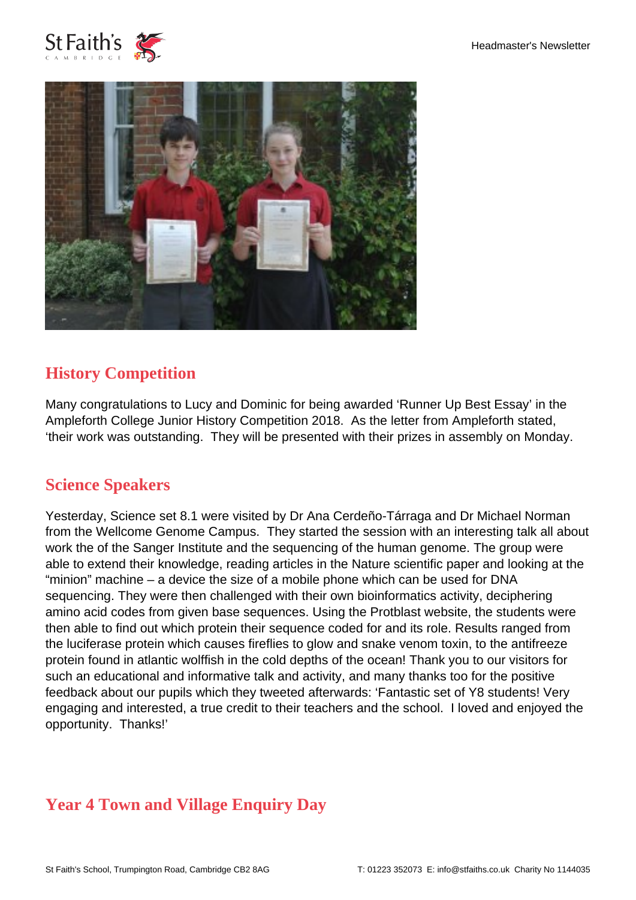## History Competition

Many congratulations to Lucy and Dominic for being awarded 'Runner Up Best Essay' in the Ampleforth College Junior History Competition 2018.  As the letter from Ampleforth stated, 'their work was outstanding.  They will be presented with their prizes in assembly on Monday.

## Science Speakers

Yesterday, Science set 8.1 were visited by Dr Ana Cerdeño-Tárraga and Dr Michael Norman from the Wellcome Genome Campus.  They started the session with an interesting talk all about work the of the Sanger Institute and the sequencing of the human genome. The group were able to extend their knowledge, reading articles in the Nature scientific paper and looking at the "minion" machine – a device the size of a mobile phone which can be used for DNA sequencing. They were then challenged with their own bioinformatics activity, deciphering amino acid codes from given base sequences. Using the Protblast website, the students were then able to find out which protein their sequence coded for and its role. Results ranged from the luciferase protein which causes fireflies to glow and snake venom toxin, to the antifreeze protein found in atlantic wolffish in the cold depths of the ocean! Thank you to our visitors for such an educational and informative talk and activity, and many thanks too for the positive feedback about our pupils which they tweeted afterwards: 'Fantastic set of Y8 students! Very engaging and interested, a true credit to their teachers and the school.  I loved and enjoyed the opportunity.  Thanks!'

## Year 4 Town and Village Enquiry Day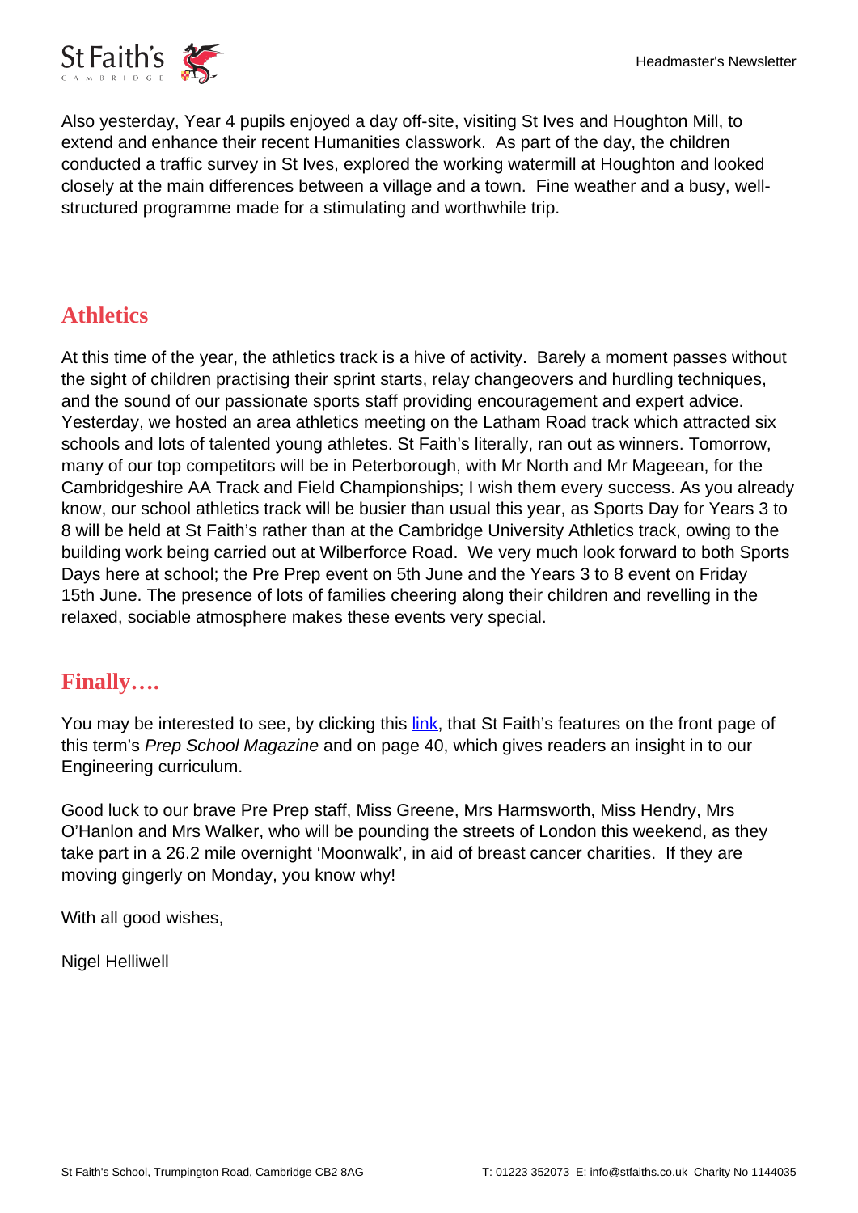Also yesterday, Year 4 pupils enjoyed a day off-site, visiting St Ives and Houghton Mill, to extend and enhance their recent Humanities classwork. As part of the day, the children conducted a traffic survey in St Ives, explored the working watermill at Houghton and looked closely at the main differences between a village and a town. Fine weather and a busy, well-structured programme made for a stimulating and worthwhile trip.

## Athletics

At this time of the year, the athletics track is a hive of activity. Barely a moment passes without the sight of children practising their sprint starts, relay changeovers and hurdling techniques, and the sound of our passionate sports staff providing encouragement and expert advice. Yesterday, we hosted an area athletics meeting on the Latham Road track which attracted six schools and lots of talented young athletes. St Faith's literally, ran out as winners. Tomorrow, many of our top competitors will be in Peterborough, with Mr North and Mr Mageean, for the Cambridgeshire AA Track and Field Championships; I wish them every success. As you already know, our school athletics track will be busier than usual this year, as Sports Day for Years 3 to 8 will be held at St Faith's rather than at the Cambridge University Athletics track, owing to the building work being carried out at Wilberforce Road. We very much look forward to both Sports Days here at school; the Pre Prep event on 5th June and the Years 3 to 8 event on Friday 15th June. The presence of lots of families cheering along their children and revelling in the relaxed, sociable atmosphere makes these events very special.

## Finally….

You may be interested to see, by clicking this link, that St Faith's features on the front page of this term's *Prep School Magazine* and on page 40, which gives readers an insight in to our Engineering curriculum.

Good luck to our brave Pre Prep staff, Miss Greene, Mrs Harmsworth, Miss Hendry, Mrs O'Hanlon and Mrs Walker, who will be pounding the streets of London this weekend, as they take part in a 26.2 mile overnight 'Moonwalk', in aid of breast cancer charities. If they are moving gingerly on Monday, you know why!

With all good wishes,

Nigel Helliwell